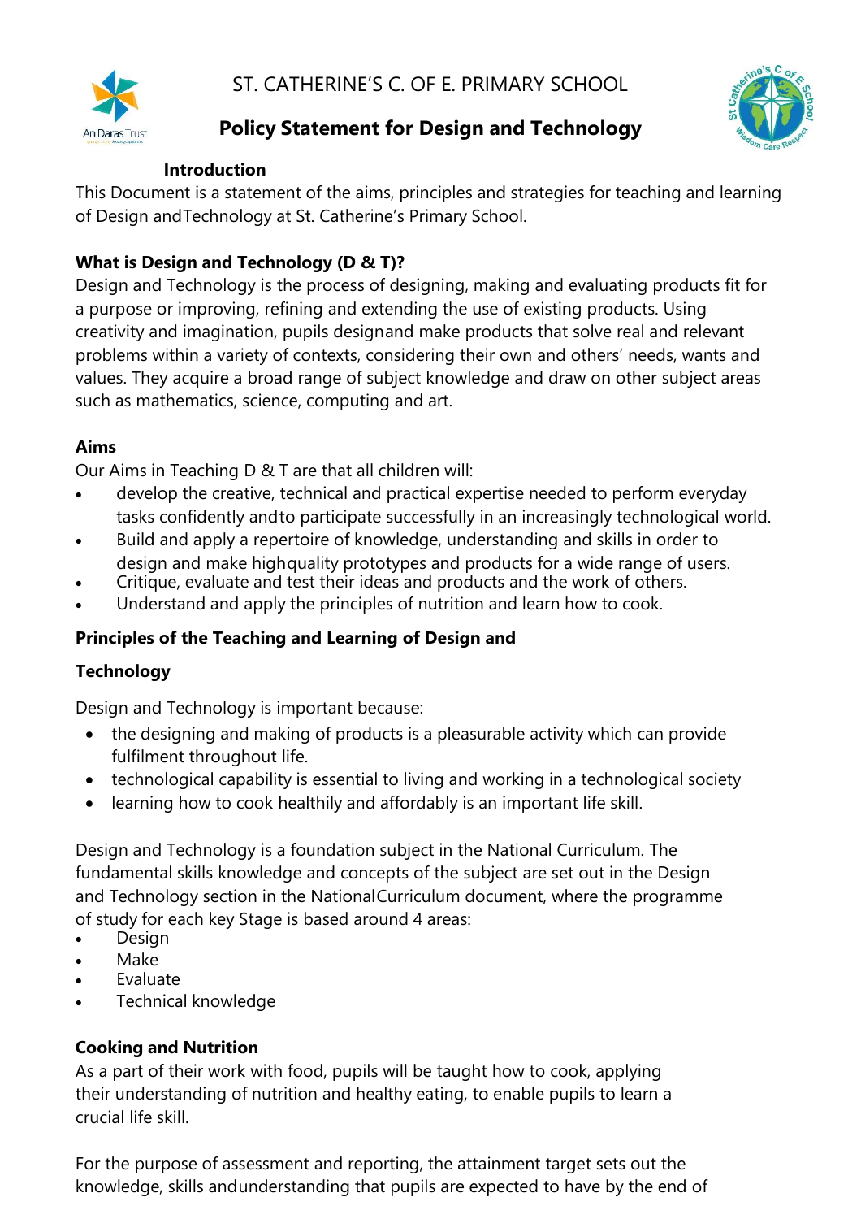ST. CATHERINE'S C. OF E. PRIMARY SCHOOL

# Policy Statement for Design and Technology

### Introduction

This Document is a statement of the aims, principles and strategies for teaching and learning of Design and Technology at St. Catherine's Primary School.

### What is Design and Technology (D & T)?

Design and Technology is the process of designing, making and evaluating products fit for a purpose or improving, refining and extending the use of existing products. Using creativity and imagination, pupils design and make products that solve real and relevant problems within a variety of contexts, considering their own and others' needs, wants and values. They acquire a broad range of subject knowledge and draw on other subject areas such as mathematics, science, computing and art.

### Aims

Our Aims in Teaching D & T are that all children will:

- develop the creative, technical and practical expertise needed to perform everyday tasks confidently and to participate successfully in an increasingly technological world.
- Build and apply a repertoire of knowledge, understanding and skills in order to design and make high quality prototypes and products for a wide range of users.
- Critique, evaluate and test their ideas and products and the work of others.
- Understand and apply the principles of nutrition and learn how to cook.

### Principles of the Teaching and Learning of Design and Technology

Design and Technology is important because:

- the designing and making of products is a pleasurable activity which can provide fulfilment throughout life.
- technological capability is essential to living and working in a technological society
- learning how to cook healthily and affordably is an important life skill.

Design and Technology is a foundation subject in the National Curriculum. The fundamental skills knowledge and concepts of the subject are set out in the Design and Technology section in the National Curriculum document, where the programme of study for each key Stage is based around 4 areas:

- Design
- Make
- Evaluate
- Technical knowledge

### Cooking and Nutrition

As a part of their work with food, pupils will be taught how to cook, applying their understanding of nutrition and healthy eating, to enable pupils to learn a crucial life skill.

For the purpose of assessment and reporting, the attainment target sets out the knowledge, skills and understanding that pupils are expected to have by the end of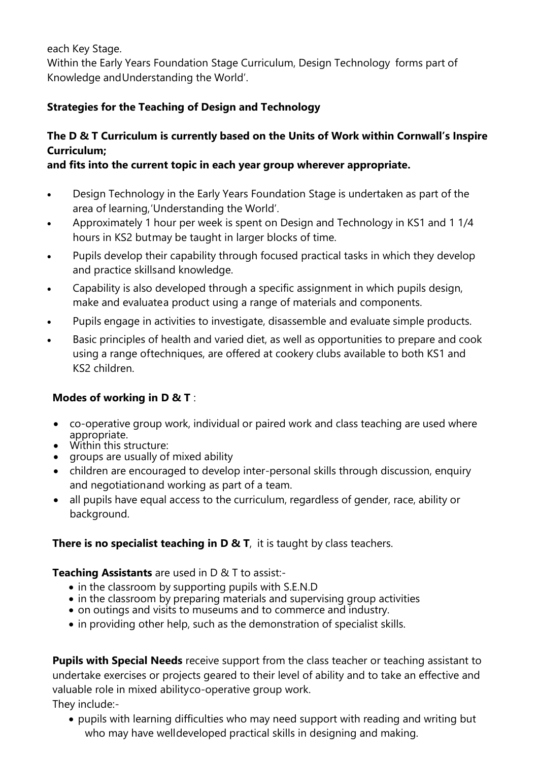each Key Stage.

Within the Early Years Foundation Stage Curriculum, Design Technology forms part of Knowledge andUnderstanding the World'.

**Strategies for the Teaching of Design and Technology**

**The D & T Curriculum is currently based on the Units of Work within Cornwall's Inspire Curriculum;**
**and fits into the current topic in each year group wherever appropriate.**

- Design Technology in the Early Years Foundation Stage is undertaken as part of the area of learning,'Understanding the World'.
- Approximately 1 hour per week is spent on Design and Technology in KS1 and 1 1/4 hours in KS2 butmay be taught in larger blocks of time.
- Pupils develop their capability through focused practical tasks in which they develop and practice skillsand knowledge.
- Capability is also developed through a specific assignment in which pupils design, make and evaluatea product using a range of materials and components.
- Pupils engage in activities to investigate, disassemble and evaluate simple products.
- Basic principles of health and varied diet, as well as opportunities to prepare and cook using a range oftechniques, are offered at cookery clubs available to both KS1 and KS2 children.

**Modes of working in D & T** :

- co-operative group work, individual or paired work and class teaching are used where appropriate.
- Within this structure:
- groups are usually of mixed ability
- children are encouraged to develop inter-personal skills through discussion, enquiry and negotiationand working as part of a team.
- all pupils have equal access to the curriculum, regardless of gender, race, ability or background.

**There is no specialist teaching in D & T**, it is taught by class teachers.

**Teaching Assistants** are used in D & T to assist:-

- in the classroom by supporting pupils with S.E.N.D
- in the classroom by preparing materials and supervising group activities
- on outings and visits to museums and to commerce and industry.
- in providing other help, such as the demonstration of specialist skills.

**Pupils with Special Needs** receive support from the class teacher or teaching assistant to undertake exercises or projects geared to their level of ability and to take an effective and valuable role in mixed abilityco-operative group work.

They include:-

- pupils with learning difficulties who may need support with reading and writing but who may have welldeveloped practical skills in designing and making.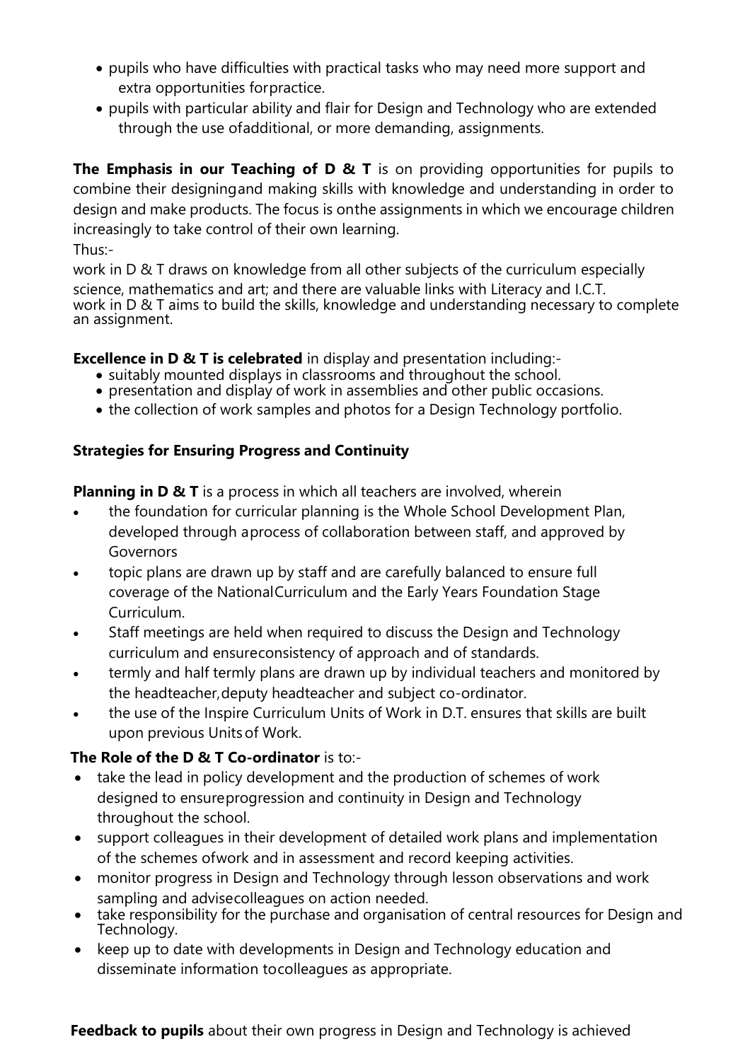- pupils who have difficulties with practical tasks who may need more support and extra opportunities forpractice.
- pupils with particular ability and flair for Design and Technology who are extended through the use ofadditional, or more demanding, assignments.

**The Emphasis in our Teaching of D & T** is on providing opportunities for pupils to combine their designingand making skills with knowledge and understanding in order to design and make products. The focus is onthe assignments in which we encourage children increasingly to take control of their own learning.

Thus:-

work in D & T draws on knowledge from all other subjects of the curriculum especially science, mathematics and art; and there are valuable links with Literacy and I.C.T.
work in D & T aims to build the skills, knowledge and understanding necessary to complete an assignment.

**Excellence in D & T is celebrated** in display and presentation including:-

- suitably mounted displays in classrooms and throughout the school.
- presentation and display of work in assemblies and other public occasions.
- the collection of work samples and photos for a Design Technology portfolio.

**Strategies for Ensuring Progress and Continuity**

**Planning in D & T** is a process in which all teachers are involved, wherein

- the foundation for curricular planning is the Whole School Development Plan, developed through aprocess of collaboration between staff, and approved by Governors
- topic plans are drawn up by staff and are carefully balanced to ensure full coverage of the NationalCurriculum and the Early Years Foundation Stage Curriculum.
- Staff meetings are held when required to discuss the Design and Technology curriculum and ensureconsistency of approach and of standards.
- termly and half termly plans are drawn up by individual teachers and monitored by the headteacher,deputy headteacher and subject co-ordinator.
- the use of the Inspire Curriculum Units of Work in D.T. ensures that skills are built upon previous Unitsof Work.

**The Role of the D & T Co-ordinator** is to:-

- take the lead in policy development and the production of schemes of work designed to ensureprogression and continuity in Design and Technology throughout the school.
- support colleagues in their development of detailed work plans and implementation of the schemes ofwork and in assessment and record keeping activities.
- monitor progress in Design and Technology through lesson observations and work sampling and advisecolleagues on action needed.
- take responsibility for the purchase and organisation of central resources for Design and Technology.
- keep up to date with developments in Design and Technology education and disseminate information tocolleagues as appropriate.

**Feedback to pupils** about their own progress in Design and Technology is achieved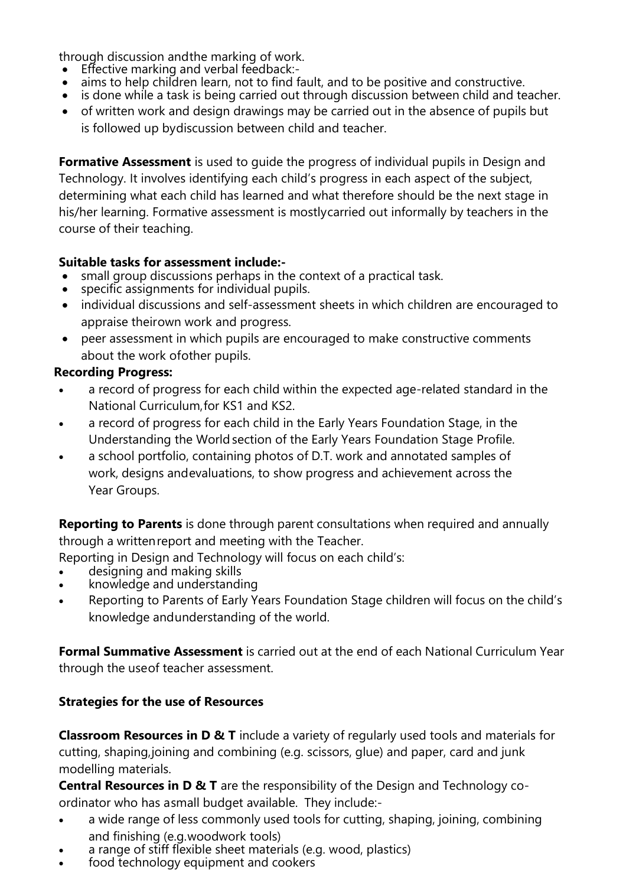through discussion andthe marking of work.

- Effective marking and verbal feedback:-
- aims to help children learn, not to find fault, and to be positive and constructive.
- is done while a task is being carried out through discussion between child and teacher.
- of written work and design drawings may be carried out in the absence of pupils but is followed up bydiscussion between child and teacher.

**Formative Assessment** is used to guide the progress of individual pupils in Design and Technology. It involves identifying each child's progress in each aspect of the subject, determining what each child has learned and what therefore should be the next stage in his/her learning. Formative assessment is mostlycarried out informally by teachers in the course of their teaching.

**Suitable tasks for assessment include:-**

- small group discussions perhaps in the context of a practical task.
- specific assignments for individual pupils.
- individual discussions and self-assessment sheets in which children are encouraged to appraise theirown work and progress.
- peer assessment in which pupils are encouraged to make constructive comments about the work ofother pupils.

**Recording Progress:**

- a record of progress for each child within the expected age-related standard in the National Curriculum,for KS1 and KS2.
- a record of progress for each child in the Early Years Foundation Stage, in the Understanding the World section of the Early Years Foundation Stage Profile.
- a school portfolio, containing photos of D.T. work and annotated samples of work, designs andevaluations, to show progress and achievement across the Year Groups.

**Reporting to Parents** is done through parent consultations when required and annually through a writtenreport and meeting with the Teacher.

Reporting in Design and Technology will focus on each child's:

- designing and making skills
- knowledge and understanding
- Reporting to Parents of Early Years Foundation Stage children will focus on the child's knowledge andunderstanding of the world.

**Formal Summative Assessment** is carried out at the end of each National Curriculum Year through the useof teacher assessment.

**Strategies for the use of Resources**

**Classroom Resources in D & T** include a variety of regularly used tools and materials for cutting, shaping,joining and combining (e.g. scissors, glue) and paper, card and junk modelling materials.

**Central Resources in D & T** are the responsibility of the Design and Technology co-ordinator who has asmall budget available. They include:-

- a wide range of less commonly used tools for cutting, shaping, joining, combining and finishing (e.g.woodwork tools)
- a range of stiff flexible sheet materials (e.g. wood, plastics)
- food technology equipment and cookers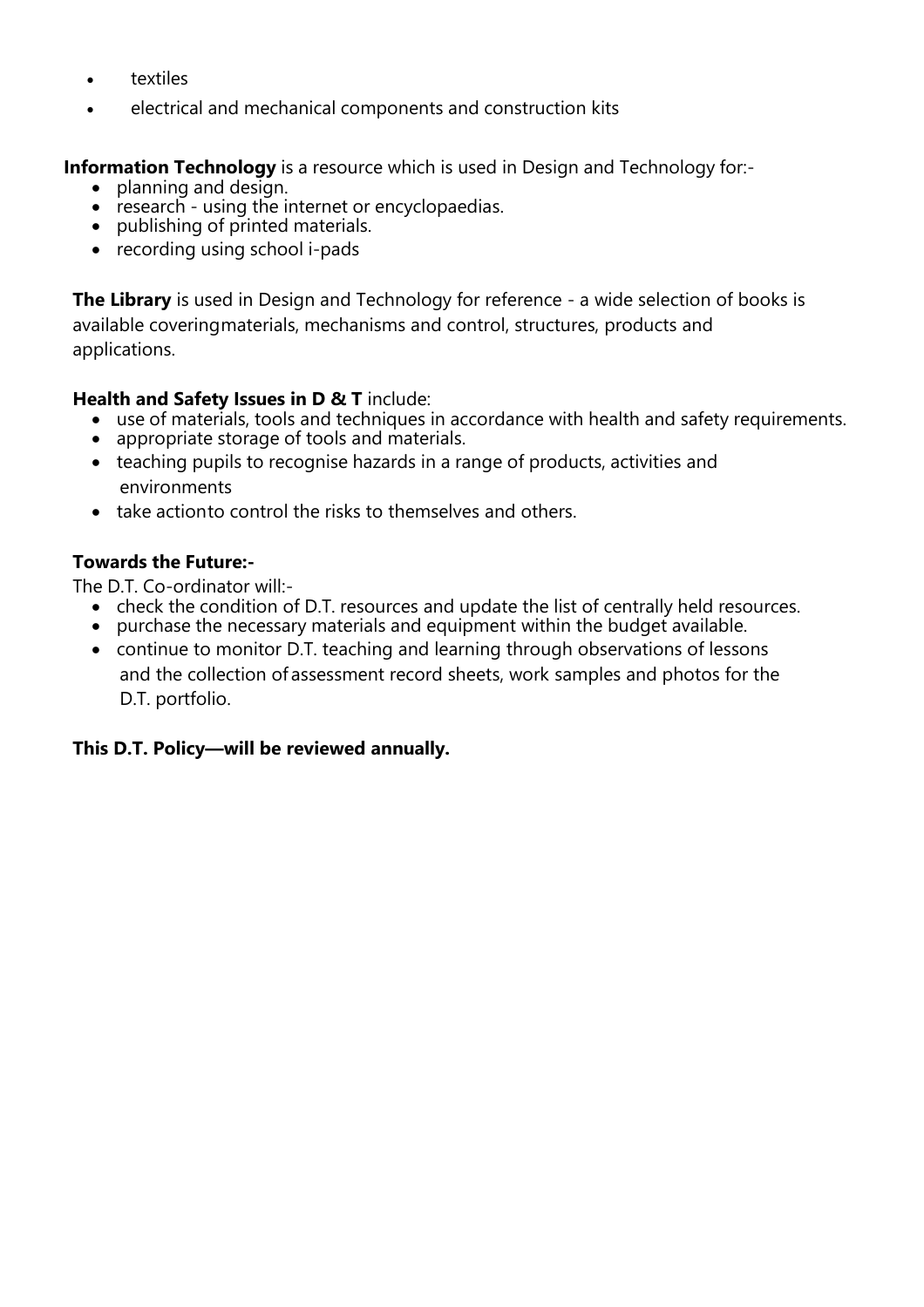- textiles
- electrical and mechanical components and construction kits

**Information Technology** is a resource which is used in Design and Technology for:-

- planning and design.
- research - using the internet or encyclopaedias.
- publishing of printed materials.
- recording using school i-pads

**The Library** is used in Design and Technology for reference - a wide selection of books is available coveringmaterials, mechanisms and control, structures, products and applications.

**Health and Safety Issues in D & T** include:

- use of materials, tools and techniques in accordance with health and safety requirements.
- appropriate storage of tools and materials.
- teaching pupils to recognise hazards in a range of products, activities and environments
- take actionto control the risks to themselves and others.

**Towards the Future:-**

The D.T. Co-ordinator will:-

- check the condition of D.T. resources and update the list of centrally held resources.
- purchase the necessary materials and equipment within the budget available.
- continue to monitor D.T. teaching and learning through observations of lessons and the collection of assessment record sheets, work samples and photos for the D.T. portfolio.

**This D.T. Policy—will be reviewed annually.**